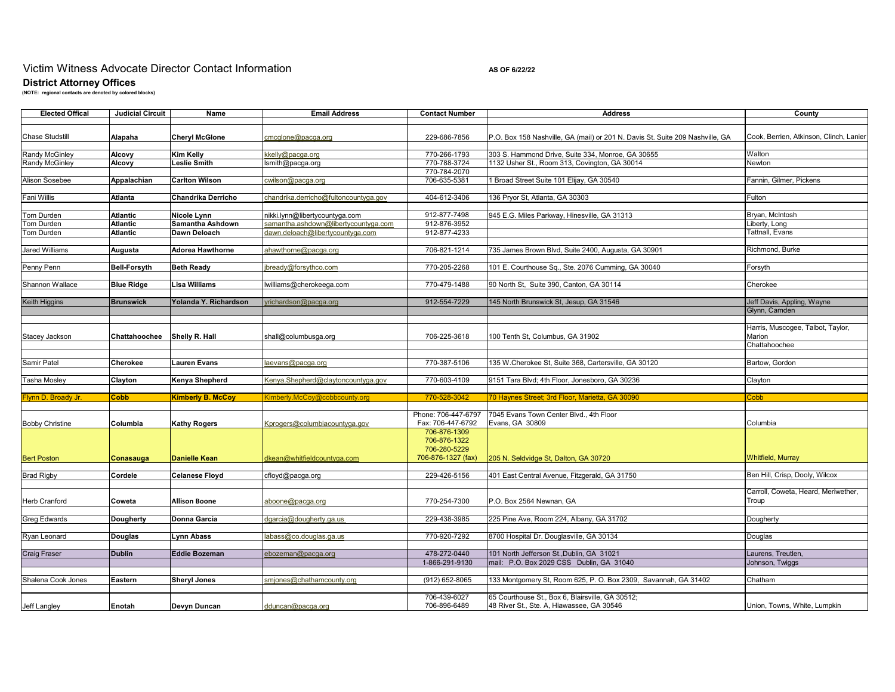# Victim Witness Advocate Director Contact Information

**AS OF 6/22/22**

## District Attorney Offices

**(NOTE: regional contacts are denoted by colored blocks)**

| Elected Offical | Judicial Circuit | Name | Email Address | Contact Number | Address | County |
|---|---|---|---|---|---|---|
| Chase Studstill | **Alapaha** | **Cheryl McGlone** | cmcglone@pacga.org | 229-686-7856 | P.O. Box 158 Nashville, GA (mail) or 201 N. Davis St. Suite 209 Nashville, GA | Cook, Berrien, Atkinson, Clinch, Lanier |
| Randy McGinley | **Alcovy** | **Kim Kelly** | kkelly@pacga.org | 770-266-1793 | 303 S. Hammond Drive, Suite 334, Monroe, GA 30655 | Walton |
| Randy McGinley | **Alcovy** | **Leslie Smith** | lsmith@pacga.org | 770-788-3724<br>770-784-2070 | 1132 Usher St., Room 313, Covington, GA 30014 | Newton |
| Alison Sosebee | **Appalachian** | **Carlton Wilson** | cwilson@pacga.org | 706-635-5381 | 1 Broad Street Suite 101 Elijay, GA 30540 | Fannin, Gilmer, Pickens |
| Fani Willis | **Atlanta** | **Chandrika Derricho** | chandrika.derricho@fultoncountyga.gov | 404-612-3406 | 136 Pryor St, Atlanta, GA 30303 | Fulton |
| Tom Durden | **Atlantic** | **Nicole Lynn** | nikki.lynn@libertycountyga.com | 912-877-7498 | 945 E.G. Miles Parkway, Hinesville, GA 31313 | Bryan, McIntosh |
| Tom Durden | **Atlantic** | **Samantha Ashdown** | samantha.ashdown@libertycountyga.com | 912-876-3952 | | Liberty, Long |
| Tom Durden | **Atlantic** | **Dawn Deloach** | dawn.deloach@libertycountyga.com | 912-877-4233 | | Tattnall, Evans |
| Jared Williams | **Augusta** | **Adorea Hawthorne** | ahawthorne@pacga.org | 706-821-1214 | 735 James Brown Blvd, Suite 2400, Augusta, GA 30901 | Richmond, Burke |
| Penny Penn | **Bell-Forsyth** | **Beth Ready** | jbready@forsythco.com | 770-205-2268 | 101 E. Courthouse Sq., Ste. 2076 Cumming, GA 30040 | Forsyth |
| Shannon Wallace | **Blue Ridge** | **Lisa Williams** | lwilliams@cherokeega.com | 770-479-1488 | 90 North St, Suite 390, Canton, GA 30114 | Cherokee |
| Keith Higgins | **Brunswick** | **Yolanda Y. Richardson** | yrichardson@pacga.org | 912-554-7229 | 145 North Brunswick St, Jesup, GA 31546 | Jeff Davis, Appling, Wayne<br>Glynn, Camden |
| Stacey Jackson | **Chattahoochee** | **Shelly R. Hall** | shall@columbusga.org | 706-225-3618 | 100 Tenth St, Columbus, GA 31902 | Harris, Muscogee, Talbot, Taylor, Marion<br>Chattahoochee |
| Samir Patel | **Cherokee** | **Lauren Evans** | laevans@pacga.org | 770-387-5106 | 135 W.Cherokee St, Suite 368, Cartersville, GA 30120 | Bartow, Gordon |
| Tasha Mosley | **Clayton** | **Kenya Shepherd** | Kenya.Shepherd@claytoncountyga.gov | 770-603-4109 | 9151 Tara Blvd; 4th Floor, Jonesboro, GA 30236 | Clayton |
| Flynn D. Broady Jr. | **Cobb** | **Kimberly B. McCoy** | Kimberly.McCoy@cobbcounty.org | 770-528-3042 | 70 Haynes Street; 3rd Floor, Marietta, GA 30090 | Cobb |
| Bobby Christine | **Columbia** | **Kathy Rogers** | Kprogers@columbiacountyga.gov | Phone: 706-447-6797<br>Fax: 706-447-6792 | 7045 Evans Town Center Blvd., 4th Floor<br>Evans, GA 30809 | Columbia |
| Bert Poston | **Conasauga** | **Danielle Kean** | dkean@whitfieldcountyga.com | 706-876-1309<br>706-876-1322<br>706-280-5229<br>706-876-1327 (fax) | 205 N. Seldvidge St, Dalton, GA 30720 | Whitfield, Murray |
| Brad Rigby | **Cordele** | **Celanese Floyd** | cfloyd@pacga.org | 229-426-5156 | 401 East Central Avenue, Fitzgerald, GA 31750 | Ben Hill, Crisp, Dooly, Wilcox |
| Herb Cranford | **Coweta** | **Allison Boone** | aboone@pacga.org | 770-254-7300 | P.O. Box 2564 Newnan, GA | Carroll, Coweta, Heard, Meriwether, Troup |
| Greg Edwards | **Dougherty** | **Donna Garcia** | dgarcia@dougherty.ga.us | 229-438-3985 | 225 Pine Ave, Room 224, Albany, GA 31702 | Dougherty |
| Ryan Leonard | **Douglas** | **Lynn Abass** | labass@co.douglas.ga.us | 770-920-7292 | 8700 Hospital Dr. Douglasville, GA 30134 | Douglas |
| Craig Fraser | **Dublin** | **Eddie Bozeman** | ebozeman@pacga.org | 478-272-0440<br>1-866-291-9130 | 101 North Jefferson St.,Dublin, GA 31021<br>mail: P.O. Box 2029 CSS Dublin, GA 31040 | Laurens, Treutlen,<br>Johnson, Twiggs |
| Shalena Cook Jones | **Eastern** | **Sheryl Jones** | smjones@chathamcounty.org | (912) 652-8065 | 133 Montgomery St, Room 625, P. O. Box 2309, Savannah, GA 31402 | Chatham |
| Jeff Langley | **Enotah** | **Devyn Duncan** | dduncan@pacga.org | 706-439-6027<br>706-896-6489 | 65 Courthouse St., Box 6, Blairsville, GA 30512;<br>48 River St., Ste. A, Hiawassee, GA 30546 | Union, Towns, White, Lumpkin |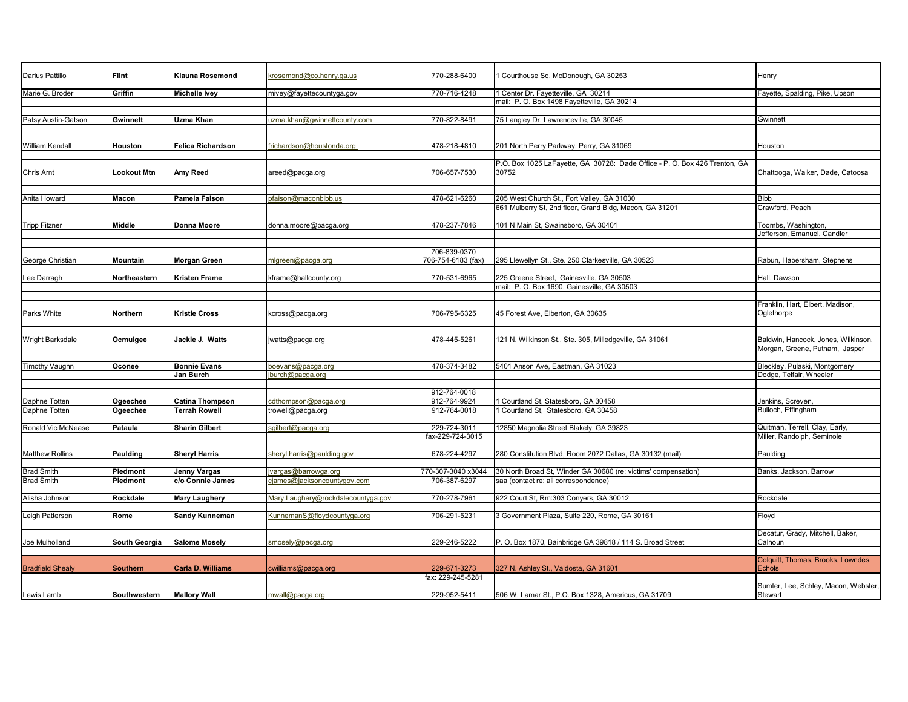| | | | | | | |
|---|---|---|---|---|---|---|
| Darius Pattillo | **Flint** | **Kiauna Rosemond** | krosemond@co.henry.ga.us | 770-288-6400 | 1 Courthouse Sq, McDonough, GA 30253 | Henry |
| Marie G. Broder | **Griffin** | **Michelle Ivey** | mivey@fayettecountyga.gov | 770-716-4248 | 1 Center Dr. Fayetteville, GA 30214 | Fayette, Spalding, Pike, Upson |
| | | | | | mail: P. O. Box 1498 Fayetteville, GA 30214 | |
| Patsy Austin-Gatson | **Gwinnett** | **Uzma Khan** | uzma.khan@gwinnettcounty.com | 770-822-8491 | 75 Langley Dr, Lawrenceville, GA 30045 | Gwinnett |
| William Kendall | **Houston** | **Felica Richardson** | frichardson@houstonda.org | 478-218-4810 | 201 North Perry Parkway, Perry, GA 31069 | Houston |
| Chris Arnt | **Lookout Mtn** | **Amy Reed** | areed@pacga.org | 706-657-7530 | P.O. Box 1025 LaFayette, GA 30728: Dade Office - P. O. Box 426 Trenton, GA 30752 | Chattooga, Walker, Dade, Catoosa |
| Anita Howard | **Macon** | **Pamela Faison** | pfaison@maconbibb.us | 478-621-6260 | 205 West Church St., Fort Valley, GA 31030 | Bibb |
| | | | | | 661 Mulberry St, 2nd floor, Grand Bldg, Macon, GA 31201 | Crawford, Peach |
| Tripp Fitzner | **Middle** | **Donna Moore** | donna.moore@pacga.org | 478-237-7846 | 101 N Main St, Swainsboro, GA 30401 | Toombs, Washington, Jefferson, Emanuel, Candler |
| George Christian | **Mountain** | **Morgan Green** | mlgreen@pacga.org | 706-839-0370<br>706-754-6183 (fax) | 295 Llewellyn St., Ste. 250 Clarkesville, GA 30523 | Rabun, Habersham, Stephens |
| Lee Darragh | **Northeastern** | **Kristen Frame** | kframe@hallcounty.org | 770-531-6965 | 225 Greene Street, Gainesville, GA 30503 | Hall, Dawson |
| | | | | | mail: P. O. Box 1690, Gainesville, GA 30503 | |
| Parks White | **Northern** | **Kristie Cross** | kcross@pacga.org | 706-795-6325 | 45 Forest Ave, Elberton, GA 30635 | Franklin, Hart, Elbert, Madison, Oglethorpe |
| Wright Barksdale | **Ocmulgee** | **Jackie J. Watts** | jwatts@pacga.org | 478-445-5261 | 121 N. Wilkinson St., Ste. 305, Milledgeville, GA 31061 | Baldwin, Hancock, Jones, Wilkinson, Morgan, Greene, Putnam, Jasper |
| Timothy Vaughn | **Oconee** | **Bonnie Evans** | boevans@pacga.org | 478-374-3482 | 5401 Anson Ave, Eastman, GA 31023 | Bleckley, Pulaski, Montgomery |
| | | **Jan Burch** | jburch@pacga.org | | | Dodge, Telfair, Wheeler |
| Daphne Totten | **Ogeechee** | **Catina Thompson** | cdthompson@pacga.org | 912-764-0018<br>912-764-9924 | 1 Courtland St, Statesboro, GA 30458 | Jenkins, Screven, |
| Daphne Totten | **Ogeechee** | **Terrah Rowell** | trowell@pacga.org | 912-764-0018 | 1 Courtland St, Statesboro, GA 30458 | Bulloch, Effingham |
| Ronald Vic McNease | **Pataula** | **Sharin Gilbert** | sgilbert@pacga.org | 229-724-3011<br>fax-229-724-3015 | 12850 Magnolia Street Blakely, GA 39823 | Quitman, Terrell, Clay, Early, Miller, Randolph, Seminole |
| Matthew Rollins | **Paulding** | **Sheryl Harris** | sheryl.harris@paulding.gov | 678-224-4297 | 280 Constitution Blvd, Room 2072 Dallas, GA 30132 (mail) | Paulding |
| Brad Smith | **Piedmont** | **Jenny Vargas** | jvargas@barrowga.org | 770-307-3040 x3044 | 30 North Broad St, Winder GA 30680 (re; victims' compensation) | Banks, Jackson, Barrow |
| Brad Smith | **Piedmont** | **c/o Connie James** | cjames@jacksoncountygov.com | 706-387-6297 | saa (contact re: all correspondence) | |
| Alisha Johnson | **Rockdale** | **Mary Laughery** | Mary.Laughery@rockdalecountyga.gov | 770-278-7961 | 922 Court St, Rm:303 Conyers, GA 30012 | Rockdale |
| Leigh Patterson | **Rome** | **Sandy Kunneman** | KunnemanS@floydcountyga.org | 706-291-5231 | 3 Government Plaza, Suite 220, Rome, GA 30161 | Floyd |
| Joe Mulholland | **South Georgia** | **Salome Mosely** | smosely@pacga.org | 229-246-5222 | P. O. Box 1870, Bainbridge GA 39818 / 114 S. Broad Street | Decatur, Grady, Mitchell, Baker, Calhoun |
| Bradfield Shealy | **Southern** | **Carla D. Williams** | cwilliams@pacga.org | 229-671-3273 | 327 N. Ashley St., Valdosta, GA 31601 | Colquitt, Thomas, Brooks, Lowndes, Echols |
| | | | | fax: 229-245-5281 | | |
| Lewis Lamb | **Southwestern** | **Mallory Wall** | mwall@pacga.org | 229-952-5411 | 506 W. Lamar St., P.O. Box 1328, Americus, GA 31709 | Sumter, Lee, Schley, Macon, Webster, Stewart |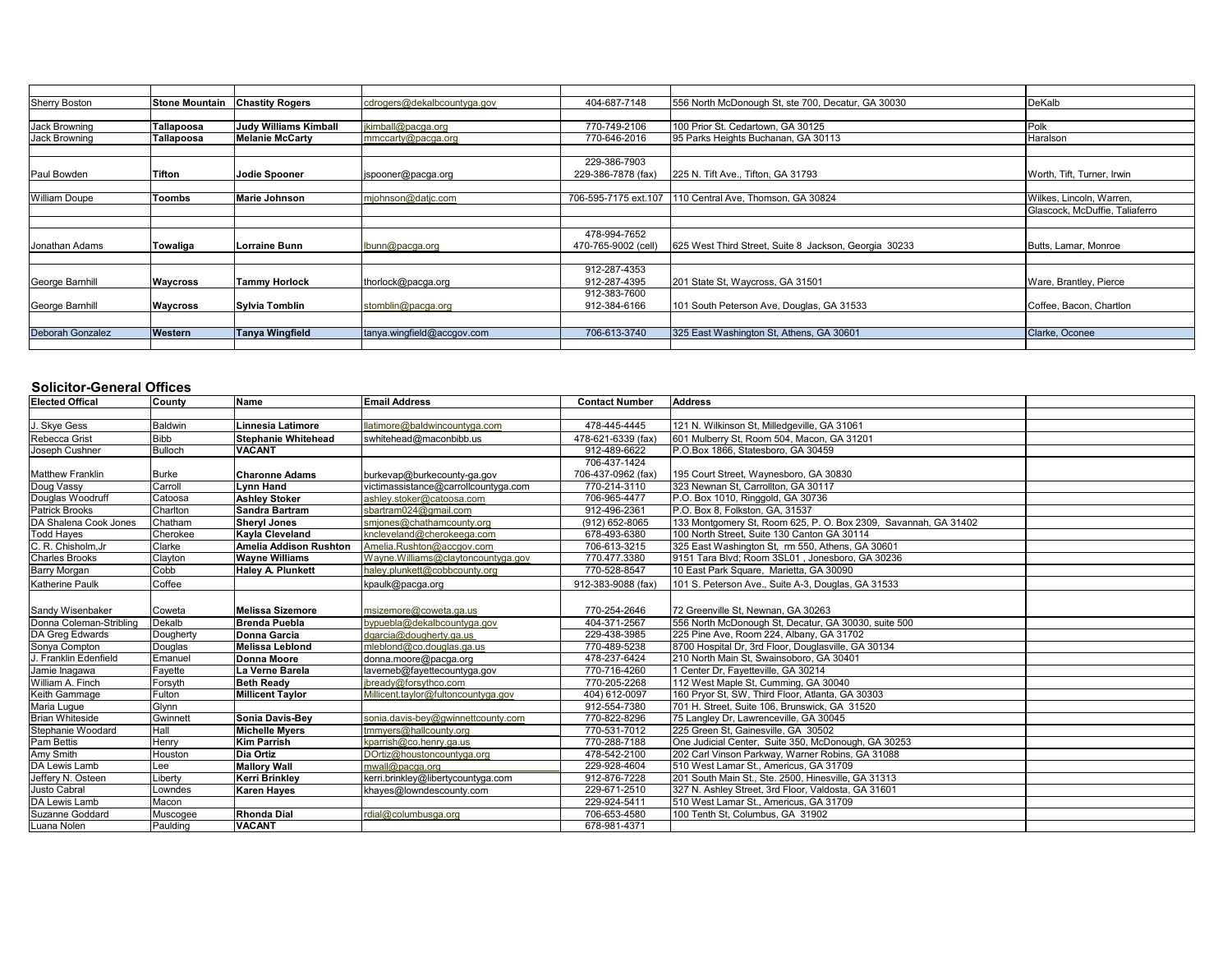| | | | | | | |
|---|---|---|---|---|---|---|
| Sherry Boston | **Stone Mountain** | **Chastity Rogers** | cdrogers@dekalbcountyga.gov | 404-687-7148 | 556 North McDonough St, ste 700, Decatur, GA 30030 | DeKalb |
| | | | | | | |
| Jack Browning | **Tallapoosa** | **Judy Williams Kimball** | jkimball@pacga.org | 770-749-2106 | 100 Prior St. Cedartown, GA 30125 | Polk |
| Jack Browning | **Tallapoosa** | **Melanie McCarty** | mmccarty@pacga.org | 770-646-2016 | 95 Parks Heights Buchanan, GA 30113 | Haralson |
| | | | | | | |
| Paul Bowden | **Tifton** | **Jodie Spooner** | jspooner@pacga.org | 229-386-7903<br>229-386-7878 (fax) | 225 N. Tift Ave., Tifton, GA 31793 | Worth, Tift, Turner, Irwin |
| | | | | | | |
| William Doupe | **Toombs** | **Marie Johnson** | mjohnson@datjc.com | 706-595-7175 ext.107 | 110 Central Ave, Thomson, GA 30824 | Wilkes, Lincoln, Warren, Glascock, McDuffie, Taliaferro |
| | | | | | | |
| Jonathan Adams | **Towaliga** | **Lorraine Bunn** | lbunn@pacga.org | 478-994-7652<br>470-765-9002 (cell) | 625 West Third Street, Suite 8 Jackson, Georgia 30233 | Butts, Lamar, Monroe |
| | | | | | | |
| George Barnhill | **Waycross** | **Tammy Horlock** | thorlock@pacga.org | 912-287-4353<br>912-287-4395 | 201 State St, Waycross, GA 31501 | Ware, Brantley, Pierce |
| George Barnhill | **Waycross** | **Sylvia Tomblin** | stomblin@pacga.org | 912-383-7600<br>912-384-6166 | 101 South Peterson Ave, Douglas, GA 31533 | Coffee, Bacon, Chartlon |
| | | | | | | |
| Deborah Gonzalez | **Western** | **Tanya Wingfield** | tanya.wingfield@accgov.com | 706-613-3740 | 325 East Washington St, Athens, GA 30601 | Clarke, Oconee |

## Solicitor-General Offices

| Elected Offical | County | Name | Email Address | Contact Number | Address | |
|---|---|---|---|---|---|---|
| J. Skye Gess | Baldwin | **Linnesia Latimore** | llatimore@baldwincountyga.com | 478-445-4445 | 121 N. Wilkinson St, Milledgeville, GA 31061 | |
| Rebecca Grist | Bibb | **Stephanie Whitehead** | swhitehead@maconbibb.us | 478-621-6339 (fax) | 601 Mulberry St, Room 504, Macon, GA 31201 | |
| Joseph Cushner | Bulloch | **VACANT** | | 912-489-6622 | P.O.Box 1866, Statesboro, GA 30459 | |
| Matthew Franklin | Burke | **Charonne Adams** | burkevap@burkecounty-ga.gov | 706-437-1424<br>706-437-0962 (fax) | 195 Court Street, Waynesboro, GA 30830 | |
| Doug Vassy | Carroll | **Lynn Hand** | victimassistance@carrollcountyga.com | 770-214-3110 | 323 Newnan St, Carrollton, GA 30117 | |
| Douglas Woodruff | Catoosa | **Ashley Stoker** | ashley.stoker@catoosa.com | 706-965-4477 | P.O. Box 1010, Ringgold, GA 30736 | |
| Patrick Brooks | Charlton | **Sandra Bartram** | sbartram024@gmail.com | 912-496-2361 | P.O. Box 8, Folkston, GA 31537 | |
| DA Shalena Cook Jones | Chatham | **Sheryl Jones** | smjones@chathamcounty.org | (912) 652-8065 | 133 Montgomery St, Room 625, P. O. Box 2309, Savannah, GA 31402 | |
| Todd Hayes | Cherokee | **Kayla Cleveland** | kncleveland@cherokeega.com | 678-493-6380 | 100 North Street, Suite 130 Canton GA 30114 | |
| C. R. Chisholm,Jr | Clarke | **Amelia Addison Rushton** | Amelia.Rushton@accgov.com | 706-613-3215 | 325 East Washington St, rm 550, Athens, GA 30601 | |
| Charles Brooks | Clayton | **Wayne Williams** | Wayne.Williams@claytoncountyga.gov | 770.477.3380 | 9151 Tara Blvd; Room 3SL01 , Jonesboro, GA 30236 | |
| Barry Morgan | Cobb | **Haley A. Plunkett** | haley.plunkett@cobbcounty.org | 770-528-8547 | 10 East Park Square, Marietta, GA 30090 | |
| Katherine Paulk | Coffee | | kpaulk@pacga.org | 912-383-9088 (fax) | 101 S. Peterson Ave., Suite A-3, Douglas, GA 31533 | |
| Sandy Wisenbaker | Coweta | **Melissa Sizemore** | msizemore@coweta.ga.us | 770-254-2646 | 72 Greenville St, Newnan, GA 30263 | |
| Donna Coleman-Stribling | Dekalb | **Brenda Puebla** | bypuebla@dekalbcountyga.gov | 404-371-2567 | 556 North McDonough St, Decatur, GA 30030, suite 500 | |
| DA Greg Edwards | Dougherty | **Donna Garcia** | dgarcia@dougherty.ga.us | 229-438-3985 | 225 Pine Ave, Room 224, Albany, GA 31702 | |
| Sonya Compton | Douglas | **Melissa Leblond** | mleblond@co.douglas.ga.us | 770-489-5238 | 8700 Hospital Dr, 3rd Floor, Douglasville, GA 30134 | |
| J. Franklin Edenfield | Emanuel | **Donna Moore** | donna.moore@pacga.org | 478-237-6424 | 210 North Main St, Swainsoboro, GA 30401 | |
| Jamie Inagawa | Fayette | **La Verne Barela** | laverneb@fayettecountyga.gov | 770-716-4260 | 1 Center Dr, Fayetteville, GA 30214 | |
| William A. Finch | Forsyth | **Beth Ready** | jbready@forsythco.com | 770-205-2268 | 112 West Maple St, Cumming, GA 30040 | |
| Keith Gammage | Fulton | **Millicent Taylor** | Millicent.taylor@fultoncountyga.gov | 404) 612-0097 | 160 Pryor St, SW, Third Floor, Atlanta, GA 30303 | |
| Maria Lugue | Glynn | | | 912-554-7380 | 701 H. Street, Suite 106, Brunswick, GA 31520 | |
| Brian Whiteside | Gwinnett | **Sonia Davis-Bey** | sonia.davis-bey@gwinnettcounty.com | 770-822-8296 | 75 Langley Dr, Lawrenceville, GA 30045 | |
| Stephanie Woodard | Hall | **Michelle Myers** | tmmyers@hallcounty.org | 770-531-7012 | 225 Green St, Gainesville, GA 30502 | |
| Pam Bettis | Henry | **Kim Parrish** | kparrish@co.henry.ga.us | 770-288-7188 | One Judicial Center, Suite 350, McDonough, GA 30253 | |
| Amy Smith | Houston | **Dia Ortiz** | DOrtiz@houstoncountyga.org | 478-542-2100 | 202 Carl Vinson Parkway, Warner Robins, GA 31088 | |
| DA Lewis Lamb | Lee | **Mallory Wall** | mwall@pacga.org | 229-928-4604 | 510 West Lamar St., Americus, GA 31709 | |
| Jeffery N. Osteen | Liberty | **Kerri Brinkley** | kerri.brinkley@libertycountyga.com | 912-876-7228 | 201 South Main St., Ste. 2500, Hinesville, GA 31313 | |
| Justo Cabral | Lowndes | **Karen Hayes** | khayes@lowndescounty.com | 229-671-2510 | 327 N. Ashley Street, 3rd Floor, Valdosta, GA 31601 | |
| DA Lewis Lamb | Macon | | | 229-924-5411 | 510 West Lamar St., Americus, GA 31709 | |
| Suzanne Goddard | Muscogee | **Rhonda Dial** | rdial@columbusga.org | 706-653-4580 | 100 Tenth St, Columbus, GA 31902 | |
| Luana Nolen | Paulding | **VACANT** | | 678-981-4371 | | |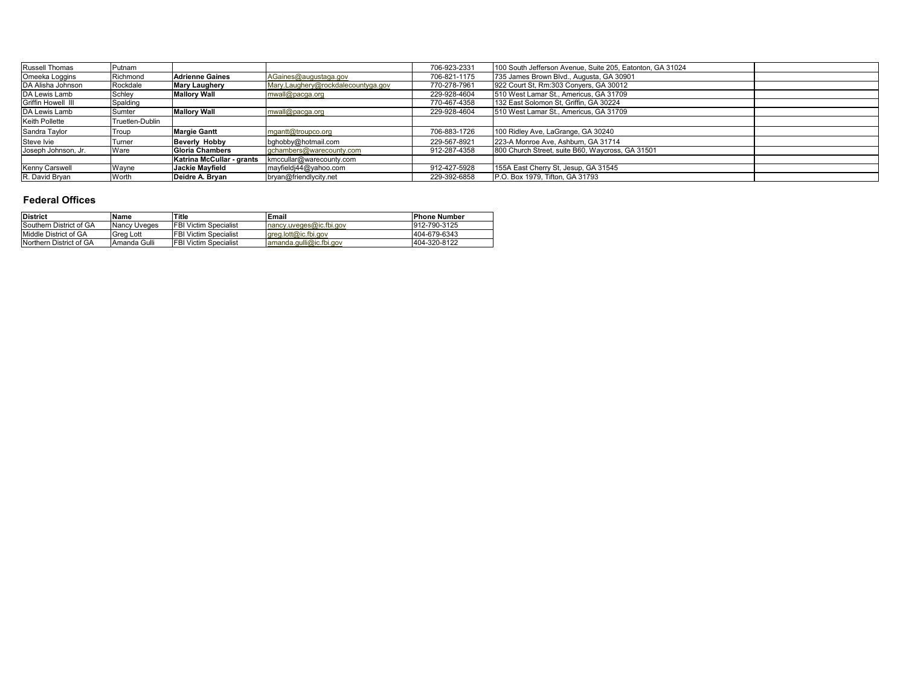| | | | | | | |
|---|---|---|---|---|---|---|
| Russell Thomas | Putnam | | | 706-923-2331 | 100 South Jefferson Avenue, Suite 205, Eatonton, GA 31024 | |
| Omeeka Loggins | Richmond | **Adrienne Gaines** | AGaines@augustaga.gov | 706-821-1175 | 735 James Brown Blvd., Augusta, GA 30901 | |
| DA Alisha Johnson | Rockdale | **Mary Laughery** | Mary.Laughery@rockdalecountyga.gov | 770-278-7961 | 922 Court St, Rm:303 Conyers, GA 30012 | |
| DA Lewis Lamb | Schley | **Mallory Wall** | mwall@pacga.org | 229-928-4604 | 510 West Lamar St., Americus, GA 31709 | |
| Griffin Howell III | Spalding | | | 770-467-4358 | 132 East Solomon St, Griffin, GA 30224 | |
| DA Lewis Lamb | Sumter | **Mallory Wall** | mwall@pacga.org | 229-928-4604 | 510 West Lamar St., Americus, GA 31709 | |
| Keith Pollette | Truetlen-Dublin | | | | | |
| Sandra Taylor | Troup | **Margie Gantt** | mgantt@troupco.org | 706-883-1726 | 100 Ridley Ave, LaGrange, GA 30240 | |
| Steve Ivie | Turner | **Beverly Hobby** | bghobby@hotmail.com | 229-567-8921 | 223-A Monroe Ave, Ashburn, GA 31714 | |
| Joseph Johnson, Jr. | Ware | **Gloria Chambers** | gchambers@warecounty.com | 912-287-4358 | 800 Church Street, suite B60, Waycross, GA 31501 | |
| | | **Katrina McCullar - grants** | kmccullar@warecounty.com | | | |
| Kenny Carswell | Wayne | **Jackie Mayfield** | mayfieldj44@yahoo.com | 912-427-5928 | 155A East Cherry St, Jesup, GA 31545 | |
| R. David Bryan | Worth | **Deidre A. Bryan** | bryan@friendlycity.net | 229-392-6858 | P.O. Box 1979, Tifton, GA 31793 | |

## Federal Offices

| District | Name | Title | Email | Phone Number |
|---|---|---|---|---|
| Southern District of GA | Nancy Uveges | FBI Victim Specialist | nancy.uveges@ic.fbi.gov | 912-790-3125 |
| Middle District of GA | Greg Lott | FBI Victim Specialist | greg.lott@ic.fbi.gov | 404-679-6343 |
| Northern District of GA | Amanda Gulli | FBI Victim Specialist | amanda.gulli@ic.fbi.gov | 404-320-8122 |